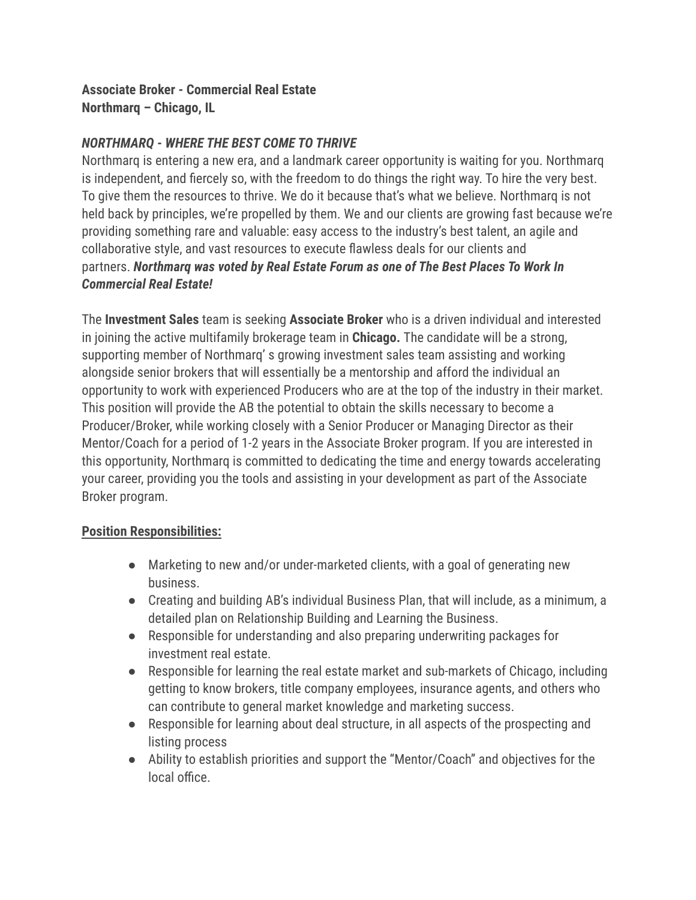**Associate Broker - Commercial Real Estate**
**Northmarq – Chicago, IL**

***NORTHMARQ - WHERE THE BEST COME TO THRIVE***

Northmarq is entering a new era, and a landmark career opportunity is waiting for you. Northmarq is independent, and fiercely so, with the freedom to do things the right way. To hire the very best. To give them the resources to thrive. We do it because that's what we believe. Northmarq is not held back by principles, we're propelled by them. We and our clients are growing fast because we're providing something rare and valuable: easy access to the industry's best talent, an agile and collaborative style, and vast resources to execute flawless deals for our clients and partners. ***Northmarq was voted by Real Estate Forum as one of The Best Places To Work In Commercial Real Estate!***

The **Investment Sales** team is seeking **Associate Broker** who is a driven individual and interested in joining the active multifamily brokerage team in **Chicago.** The candidate will be a strong, supporting member of Northmarq' s growing investment sales team assisting and working alongside senior brokers that will essentially be a mentorship and afford the individual an opportunity to work with experienced Producers who are at the top of the industry in their market. This position will provide the AB the potential to obtain the skills necessary to become a Producer/Broker, while working closely with a Senior Producer or Managing Director as their Mentor/Coach for a period of 1-2 years in the Associate Broker program. If you are interested in this opportunity, Northmarq is committed to dedicating the time and energy towards accelerating your career, providing you the tools and assisting in your development as part of the Associate Broker program.

**Position Responsibilities:**

- Marketing to new and/or under-marketed clients, with a goal of generating new business.
- Creating and building AB's individual Business Plan, that will include, as a minimum, a detailed plan on Relationship Building and Learning the Business.
- Responsible for understanding and also preparing underwriting packages for investment real estate.
- Responsible for learning the real estate market and sub-markets of Chicago, including getting to know brokers, title company employees, insurance agents, and others who can contribute to general market knowledge and marketing success.
- Responsible for learning about deal structure, in all aspects of the prospecting and listing process
- Ability to establish priorities and support the "Mentor/Coach" and objectives for the local office.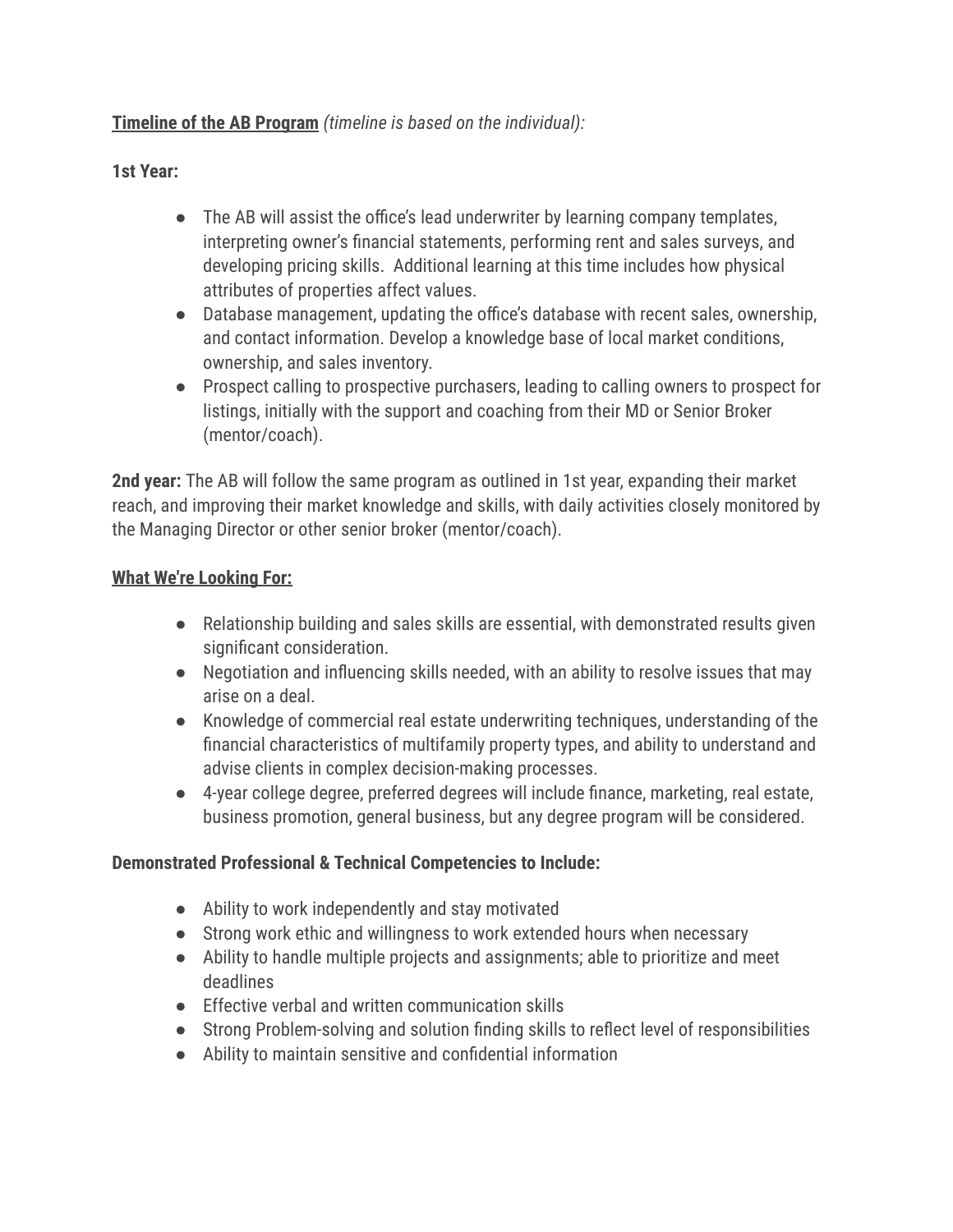**<u>Timeline of the AB Program</u>** *(timeline is based on the individual):*

**1st Year:**

- The AB will assist the office's lead underwriter by learning company templates, interpreting owner's financial statements, performing rent and sales surveys, and developing pricing skills. Additional learning at this time includes how physical attributes of properties affect values.
- Database management, updating the office's database with recent sales, ownership, and contact information. Develop a knowledge base of local market conditions, ownership, and sales inventory.
- Prospect calling to prospective purchasers, leading to calling owners to prospect for listings, initially with the support and coaching from their MD or Senior Broker (mentor/coach).

**2nd year:** The AB will follow the same program as outlined in 1st year, expanding their market reach, and improving their market knowledge and skills, with daily activities closely monitored by the Managing Director or other senior broker (mentor/coach).

**<u>What We're Looking For:</u>**

- Relationship building and sales skills are essential, with demonstrated results given significant consideration.
- Negotiation and influencing skills needed, with an ability to resolve issues that may arise on a deal.
- Knowledge of commercial real estate underwriting techniques, understanding of the financial characteristics of multifamily property types, and ability to understand and advise clients in complex decision-making processes.
- 4-year college degree, preferred degrees will include finance, marketing, real estate, business promotion, general business, but any degree program will be considered.

**Demonstrated Professional & Technical Competencies to Include:**

- Ability to work independently and stay motivated
- Strong work ethic and willingness to work extended hours when necessary
- Ability to handle multiple projects and assignments; able to prioritize and meet deadlines
- Effective verbal and written communication skills
- Strong Problem-solving and solution finding skills to reflect level of responsibilities
- Ability to maintain sensitive and confidential information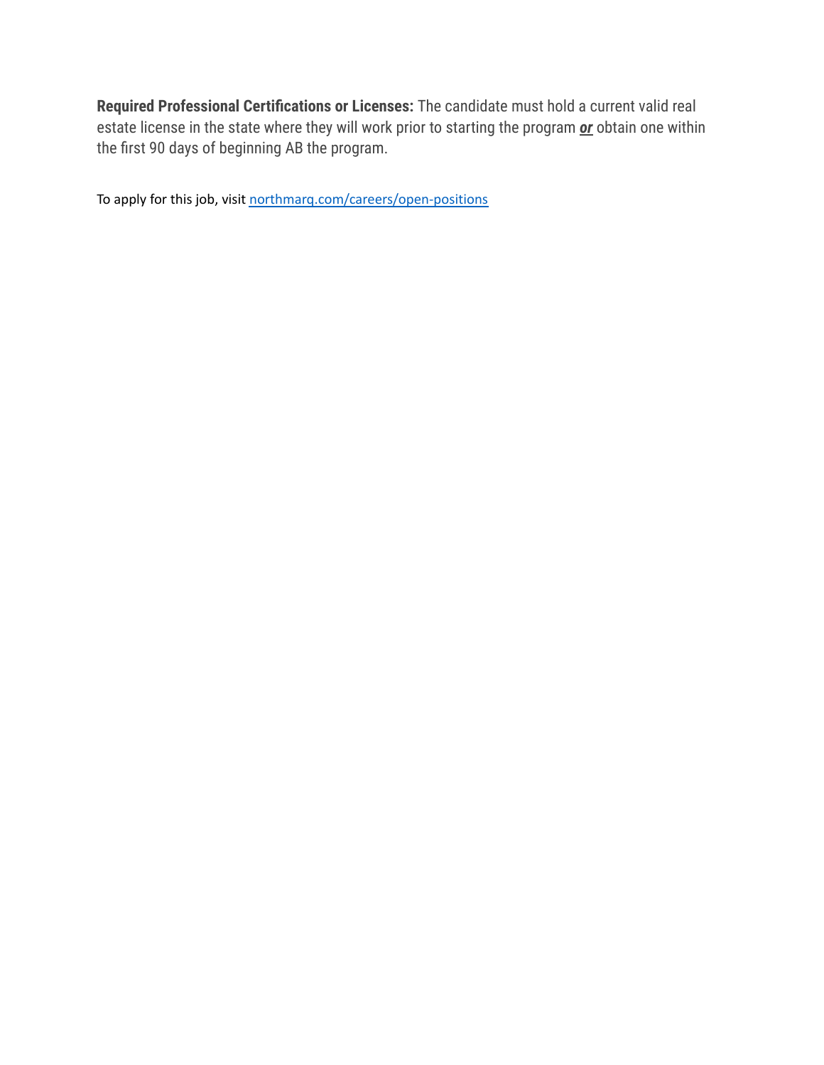**Required Professional Certifications or Licenses:** The candidate must hold a current valid real estate license in the state where they will work prior to starting the program ***or*** obtain one within the first 90 days of beginning AB the program.

To apply for this job, visit [northmarq.com/careers/open-positions](northmarq.com/careers/open-positions)